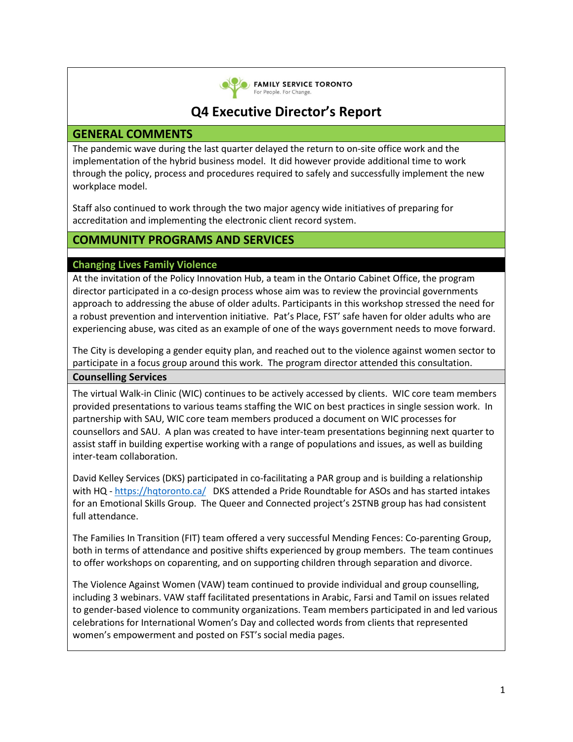FAMILY SERVICE TORONTO
For People. For Change.

# Q4 Executive Director's Report

## GENERAL COMMENTS

The pandemic wave during the last quarter delayed the return to on-site office work and the implementation of the hybrid business model. It did however provide additional time to work through the policy, process and procedures required to safely and successfully implement the new workplace model.

Staff also continued to work through the two major agency wide initiatives of preparing for accreditation and implementing the electronic client record system.

## COMMUNITY PROGRAMS AND SERVICES

### Changing Lives Family Violence

At the invitation of the Policy Innovation Hub, a team in the Ontario Cabinet Office, the program director participated in a co-design process whose aim was to review the provincial governments approach to addressing the abuse of older adults. Participants in this workshop stressed the need for a robust prevention and intervention initiative. Pat's Place, FST' safe haven for older adults who are experiencing abuse, was cited as an example of one of the ways government needs to move forward.

The City is developing a gender equity plan, and reached out to the violence against women sector to participate in a focus group around this work. The program director attended this consultation.

### Counselling Services

The virtual Walk-in Clinic (WIC) continues to be actively accessed by clients. WIC core team members provided presentations to various teams staffing the WIC on best practices in single session work. In partnership with SAU, WIC core team members produced a document on WIC processes for counsellors and SAU. A plan was created to have inter-team presentations beginning next quarter to assist staff in building expertise working with a range of populations and issues, as well as building inter-team collaboration.

David Kelley Services (DKS) participated in co-facilitating a PAR group and is building a relationship with HQ - https://hqtoronto.ca/ DKS attended a Pride Roundtable for ASOs and has started intakes for an Emotional Skills Group. The Queer and Connected project's 2STNB group has had consistent full attendance.

The Families In Transition (FIT) team offered a very successful Mending Fences: Co-parenting Group, both in terms of attendance and positive shifts experienced by group members. The team continues to offer workshops on coparenting, and on supporting children through separation and divorce.

The Violence Against Women (VAW) team continued to provide individual and group counselling, including 3 webinars. VAW staff facilitated presentations in Arabic, Farsi and Tamil on issues related to gender-based violence to community organizations. Team members participated in and led various celebrations for International Women's Day and collected words from clients that represented women's empowerment and posted on FST's social media pages.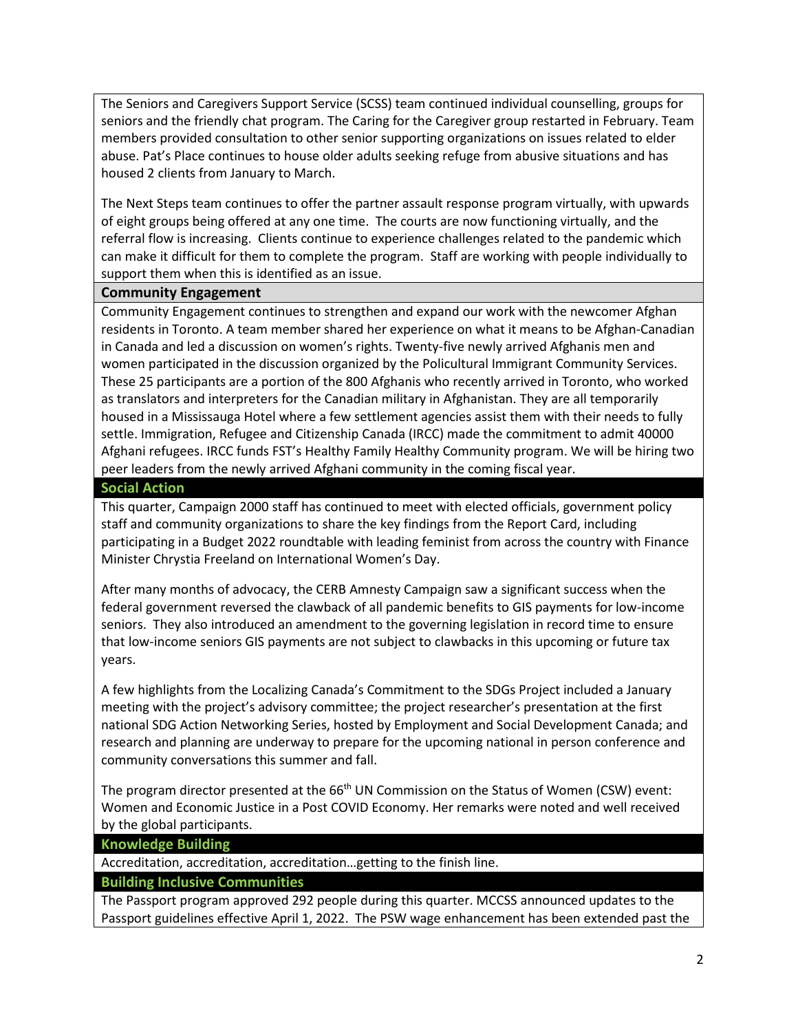The Seniors and Caregivers Support Service (SCSS) team continued individual counselling, groups for seniors and the friendly chat program. The Caring for the Caregiver group restarted in February. Team members provided consultation to other senior supporting organizations on issues related to elder abuse. Pat's Place continues to house older adults seeking refuge from abusive situations and has housed 2 clients from January to March.

The Next Steps team continues to offer the partner assault response program virtually, with upwards of eight groups being offered at any one time. The courts are now functioning virtually, and the referral flow is increasing. Clients continue to experience challenges related to the pandemic which can make it difficult for them to complete the program. Staff are working with people individually to support them when this is identified as an issue.

## Community Engagement

Community Engagement continues to strengthen and expand our work with the newcomer Afghan residents in Toronto. A team member shared her experience on what it means to be Afghan-Canadian in Canada and led a discussion on women's rights. Twenty-five newly arrived Afghanis men and women participated in the discussion organized by the Policultural Immigrant Community Services. These 25 participants are a portion of the 800 Afghanis who recently arrived in Toronto, who worked as translators and interpreters for the Canadian military in Afghanistan. They are all temporarily housed in a Mississauga Hotel where a few settlement agencies assist them with their needs to fully settle. Immigration, Refugee and Citizenship Canada (IRCC) made the commitment to admit 40000 Afghani refugees. IRCC funds FST's Healthy Family Healthy Community program. We will be hiring two peer leaders from the newly arrived Afghani community in the coming fiscal year.

## Social Action

This quarter, Campaign 2000 staff has continued to meet with elected officials, government policy staff and community organizations to share the key findings from the Report Card, including participating in a Budget 2022 roundtable with leading feminist from across the country with Finance Minister Chrystia Freeland on International Women's Day.

After many months of advocacy, the CERB Amnesty Campaign saw a significant success when the federal government reversed the clawback of all pandemic benefits to GIS payments for low-income seniors. They also introduced an amendment to the governing legislation in record time to ensure that low-income seniors GIS payments are not subject to clawbacks in this upcoming or future tax years.

A few highlights from the Localizing Canada's Commitment to the SDGs Project included a January meeting with the project's advisory committee; the project researcher's presentation at the first national SDG Action Networking Series, hosted by Employment and Social Development Canada; and research and planning are underway to prepare for the upcoming national in person conference and community conversations this summer and fall.

The program director presented at the 66th UN Commission on the Status of Women (CSW) event: Women and Economic Justice in a Post COVID Economy. Her remarks were noted and well received by the global participants.

## Knowledge Building

Accreditation, accreditation, accreditation…getting to the finish line.

## Building Inclusive Communities

The Passport program approved 292 people during this quarter. MCCSS announced updates to the Passport guidelines effective April 1, 2022. The PSW wage enhancement has been extended past the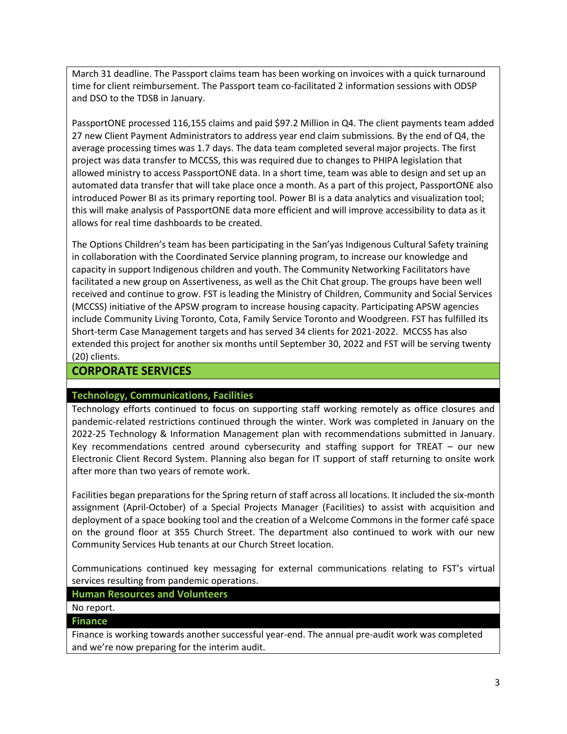March 31 deadline. The Passport claims team has been working on invoices with a quick turnaround time for client reimbursement. The Passport team co-facilitated 2 information sessions with ODSP and DSO to the TDSB in January.

PassportONE processed 116,155 claims and paid $97.2 Million in Q4. The client payments team added 27 new Client Payment Administrators to address year end claim submissions. By the end of Q4, the average processing times was 1.7 days. The data team completed several major projects. The first project was data transfer to MCCSS, this was required due to changes to PHIPA legislation that allowed ministry to access PassportONE data. In a short time, team was able to design and set up an automated data transfer that will take place once a month. As a part of this project, PassportONE also introduced Power BI as its primary reporting tool. Power BI is a data analytics and visualization tool; this will make analysis of PassportONE data more efficient and will improve accessibility to data as it allows for real time dashboards to be created.

The Options Children's team has been participating in the San'yas Indigenous Cultural Safety training in collaboration with the Coordinated Service planning program, to increase our knowledge and capacity in support Indigenous children and youth. The Community Networking Facilitators have facilitated a new group on Assertiveness, as well as the Chit Chat group. The groups have been well received and continue to grow. FST is leading the Ministry of Children, Community and Social Services (MCCSS) initiative of the APSW program to increase housing capacity. Participating APSW agencies include Community Living Toronto, Cota, Family Service Toronto and Woodgreen. FST has fulfilled its Short-term Case Management targets and has served 34 clients for 2021-2022. MCCSS has also extended this project for another six months until September 30, 2022 and FST will be serving twenty (20) clients.

## CORPORATE SERVICES

### Technology, Communications, Facilities

Technology efforts continued to focus on supporting staff working remotely as office closures and pandemic-related restrictions continued through the winter. Work was completed in January on the 2022-25 Technology & Information Management plan with recommendations submitted in January. Key recommendations centred around cybersecurity and staffing support for TREAT – our new Electronic Client Record System. Planning also began for IT support of staff returning to onsite work after more than two years of remote work.

Facilities began preparations for the Spring return of staff across all locations. It included the six-month assignment (April-October) of a Special Projects Manager (Facilities) to assist with acquisition and deployment of a space booking tool and the creation of a Welcome Commons in the former café space on the ground floor at 355 Church Street. The department also continued to work with our new Community Services Hub tenants at our Church Street location.

Communications continued key messaging for external communications relating to FST's virtual services resulting from pandemic operations.

### Human Resources and Volunteers

No report.

### Finance

Finance is working towards another successful year-end. The annual pre-audit work was completed and we're now preparing for the interim audit.